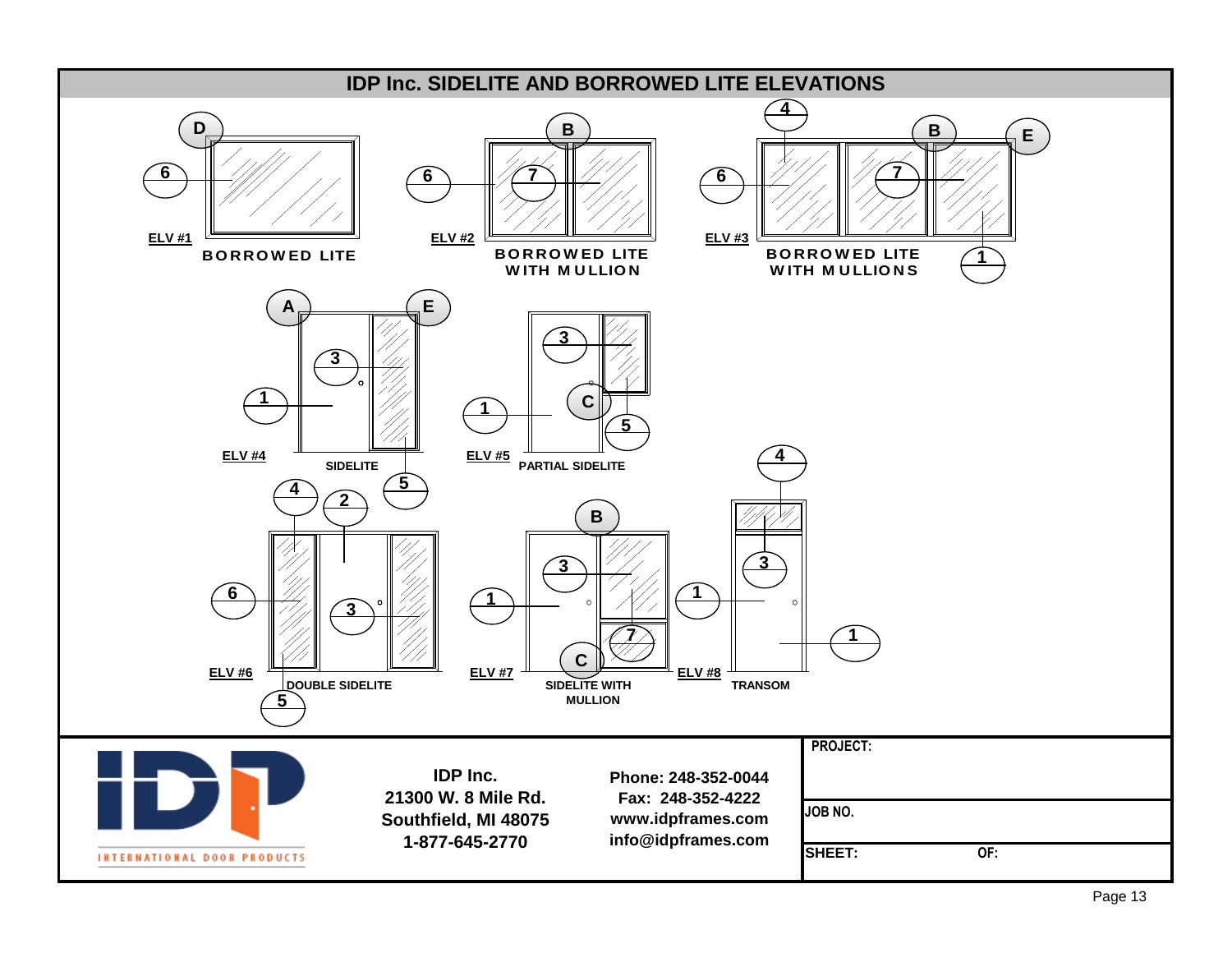# IDP Inc. SIDELITE AND BORROWED LITE ELEVATIONS

**ELV #1** BORROWED LITE

**ELV #2** BORROWED LITE WITH MULLION

**ELV #3** BORROWED LITE WITH MULLIONS

**ELV #4** SIDELITE

**ELV #5** PARTIAL SIDELITE

**ELV #6** DOUBLE SIDELITE

**ELV #7** SIDELITE WITH MULLION

**ELV #8** TRANSOM

INTERNATIONAL DOOR PRODUCTS

**IDP Inc.**
**21300 W. 8 Mile Rd.**
**Southfield, MI 48075**
**1-877-645-2770**

**Phone: 248-352-0044**
**Fax: 248-352-4222**
**www.idpframes.com**
**info@idpframes.com**

| PROJECT: | |
|---|---|
| JOB NO. | |
| SHEET: | OF: |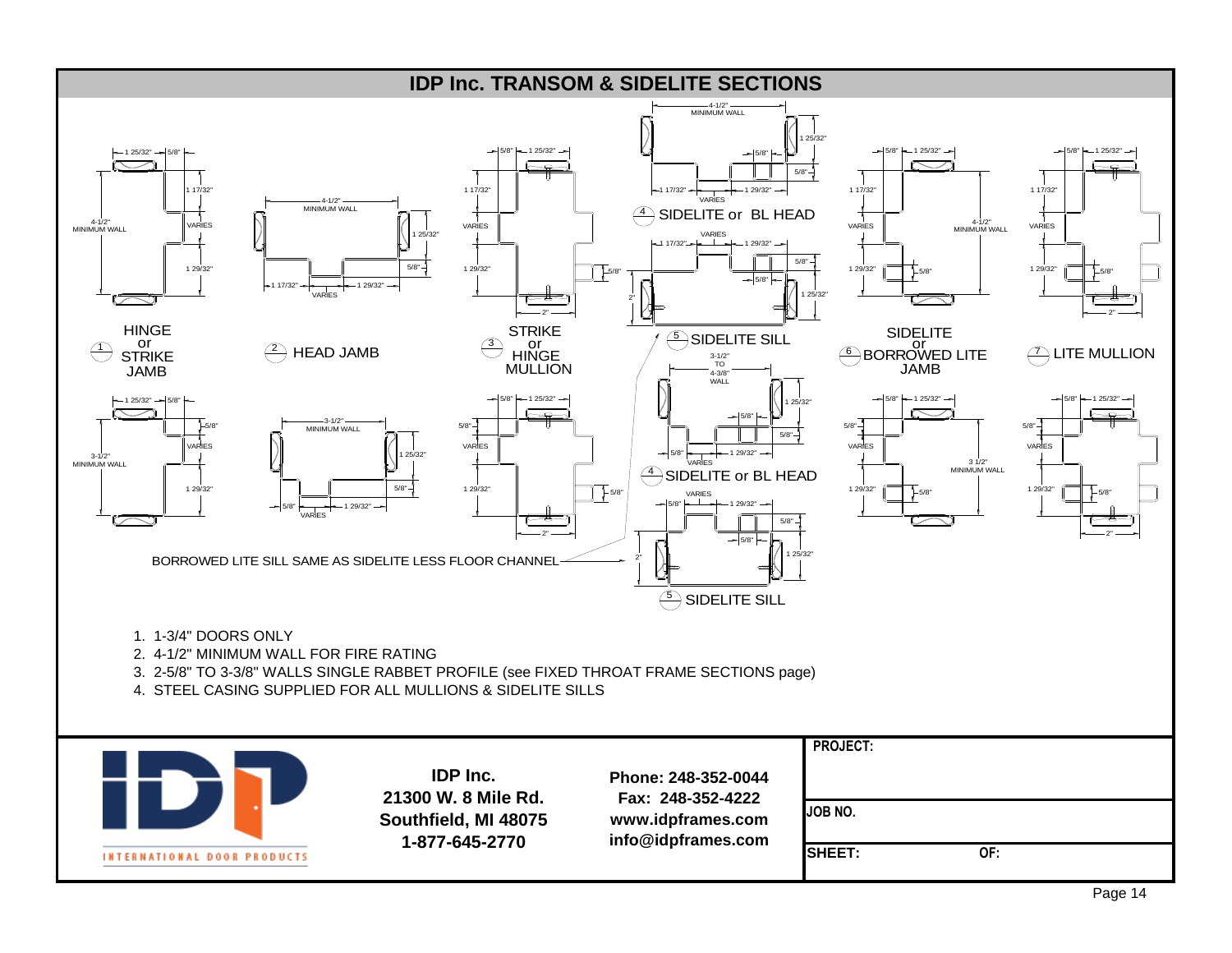# IDP Inc. TRANSOM & SIDELITE SECTIONS

1 HINGE or STRIKE JAMB

2 HEAD JAMB

3 STRIKE or HINGE MULLION

4 SIDELITE or BL HEAD

5 SIDELITE SILL

6 SIDELITE or BORROWED LITE JAMB

7 LITE MULLION

BORROWED LITE SILL SAME AS SIDELITE LESS FLOOR CHANNEL

1. 1-3/4" DOORS ONLY
2. 4-1/2" MINIMUM WALL FOR FIRE RATING
3. 2-5/8" TO 3-3/8" WALLS SINGLE RABBET PROFILE (see FIXED THROAT FRAME SECTIONS page)
4. STEEL CASING SUPPLIED FOR ALL MULLIONS & SIDELITE SILLS

INTERNATIONAL DOOR PRODUCTS

**IDP Inc.**
**21300 W. 8 Mile Rd.**
**Southfield, MI 48075**
**1-877-645-2770**

**Phone: 248-352-0044**
**Fax: 248-352-4222**
**www.idpframes.com**
**info@idpframes.com**

| | |
|---|---|
| **PROJECT:** | |
| **JOB NO.** | |
| **SHEET:** | **OF:** |